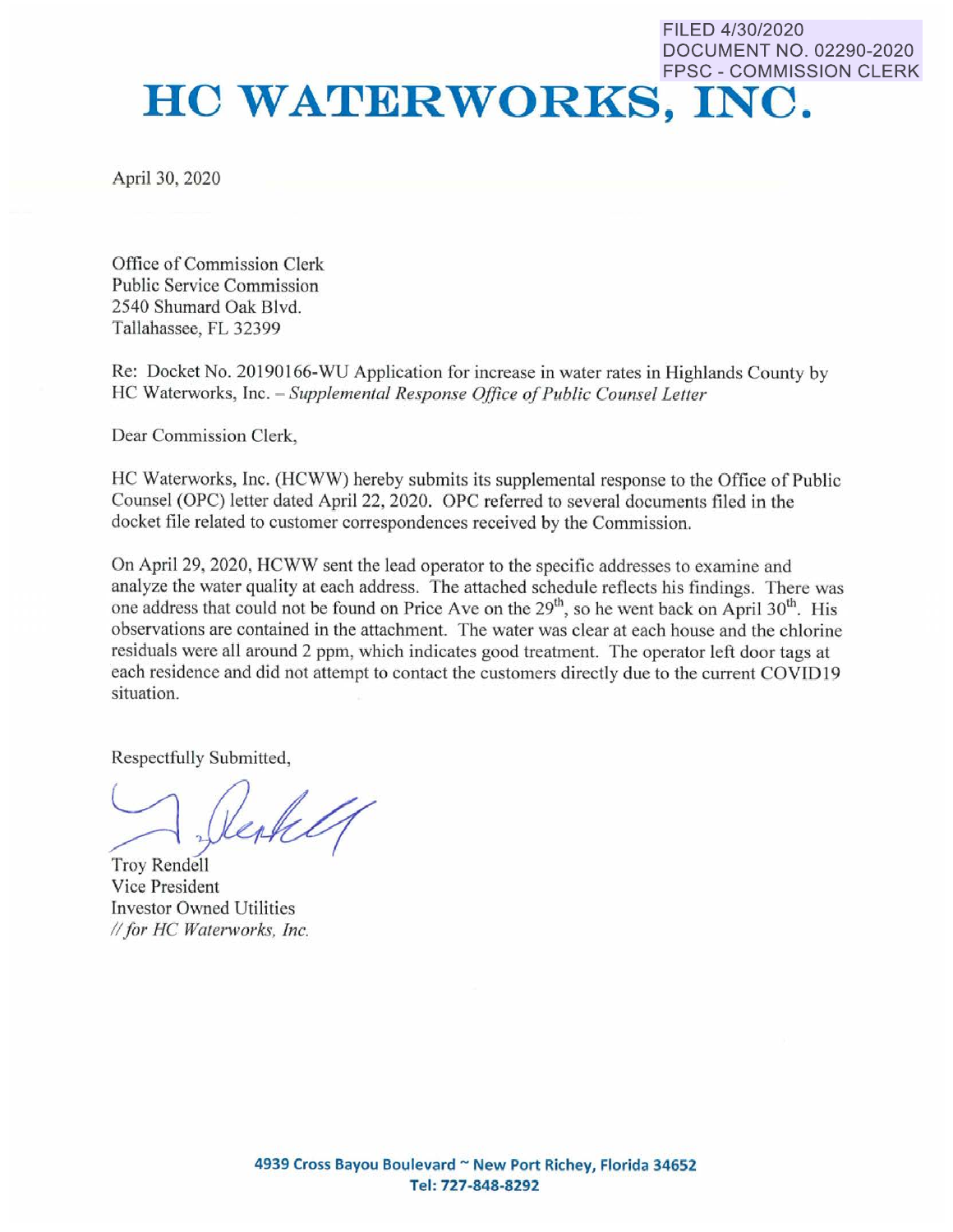FILED 4/30/2020
DOCUMENT NO. 02290-2020
FPSC - COMMISSION CLERK

# HC WATERWORKS, INC.

April 30, 2020

Office of Commission Clerk
Public Service Commission
2540 Shumard Oak Blvd.
Tallahassee, FL 32399

Re: Docket No. 20190166-WU Application for increase in water rates in Highlands County by HC Waterworks, Inc. – *Supplemental Response Office of Public Counsel Letter*

Dear Commission Clerk,

HC Waterworks, Inc. (HCWW) hereby submits its supplemental response to the Office of Public Counsel (OPC) letter dated April 22, 2020. OPC referred to several documents filed in the docket file related to customer correspondences received by the Commission.

On April 29, 2020, HCWW sent the lead operator to the specific addresses to examine and analyze the water quality at each address. The attached schedule reflects his findings. There was one address that could not be found on Price Ave on the 29th, so he went back on April 30th. His observations are contained in the attachment. The water was clear at each house and the chlorine residuals were all around 2 ppm, which indicates good treatment. The operator left door tags at each residence and did not attempt to contact the customers directly due to the current COVID19 situation.

Respectfully Submitted,

Troy Rendell
Vice President
Investor Owned Utilities
*// for HC Waterworks, Inc.*

**4939 Cross Bayou Boulevard ~ New Port Richey, Florida 34652**
**Tel: 727-848-8292**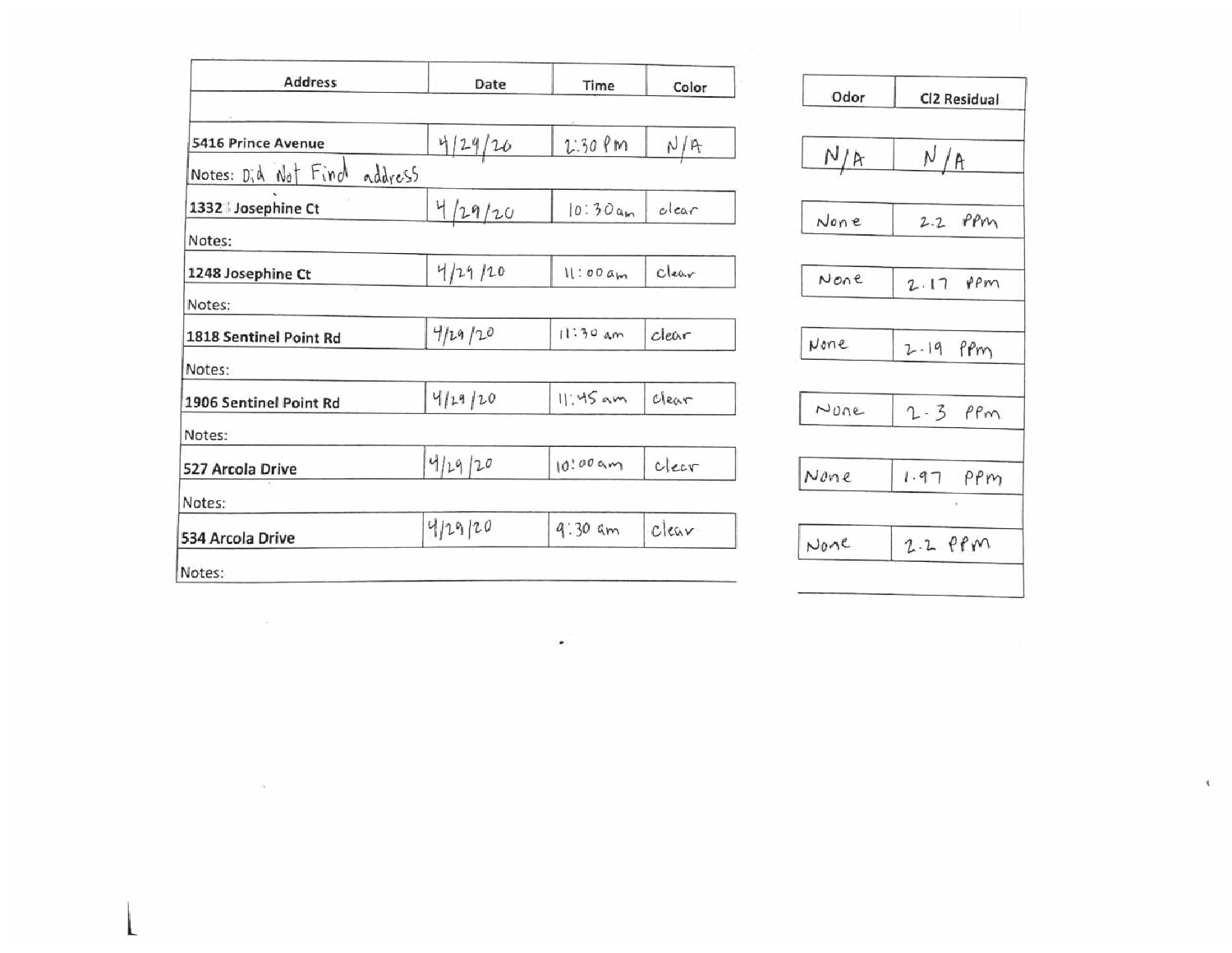| Address | Date | Time | Color | Odor | Cl2 Residual |
|---|---|---|---|---|---|
| 5416 Prince Avenue | 4/29/20 | 2:30 PM | N/A | N/A | N/A |
| Notes: Did Not Find address | | | | | |
| 1332 Josephine Ct | 4/29/20 | 10:30am | clear | None | 2.2 PPm |
| Notes: | | | | | |
| 1248 Josephine Ct | 4/29/20 | 11:00am | Clear | None | 2.17 PPm |
| Notes: | | | | | |
| 1818 Sentinel Point Rd | 4/29/20 | 11:30 am | clear | None | 2.19 PPm |
| Notes: | | | | | |
| 1906 Sentinel Point Rd | 4/29/20 | 11:45 am | clear | None | 2.3 PPm |
| Notes: | | | | | |
| 527 Arcola Drive | 4/29/20 | 10:00 am | clear | None | 1.97 PPm |
| Notes: | | | | | |
| 534 Arcola Drive | 4/29/20 | 9:30 am | clear | None | 2.2 PPm |
| Notes: | | | | | |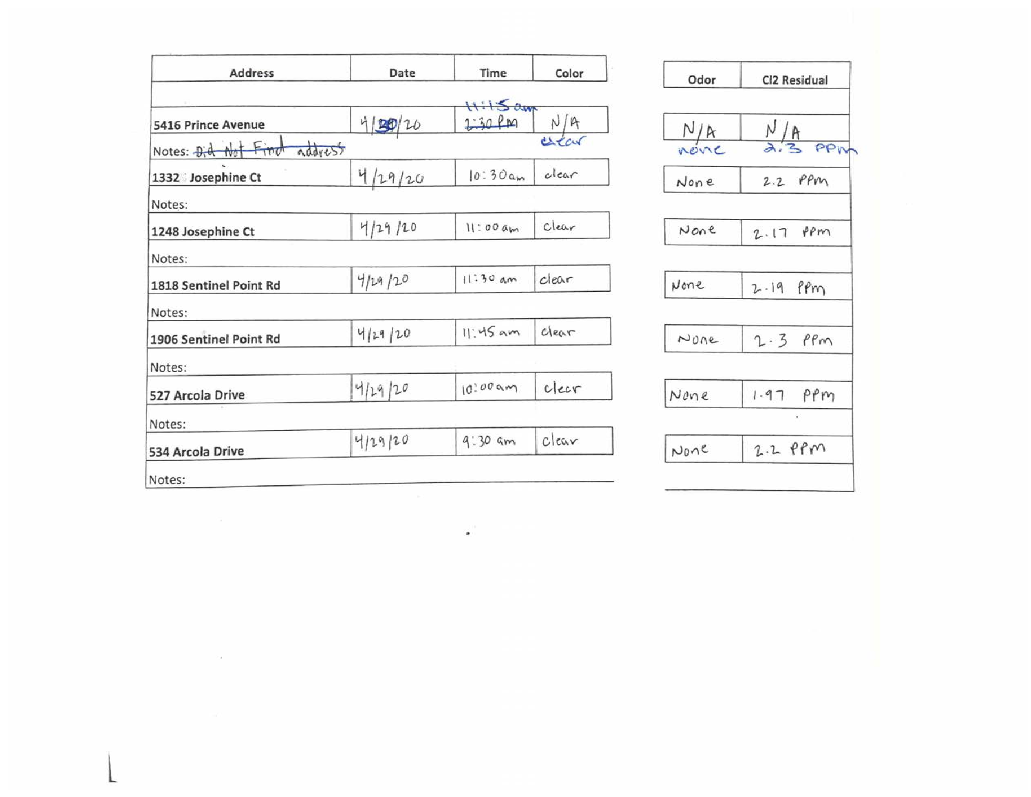| Address | Date | Time | Color | Odor | Cl2 Residual |
|---|---|---|---|---|---|
| 5416 Prince Avenue | 4/~~29~~30/20 | ~~2:30 PM~~ 11:15 am | N/A clear | N/A none | N/A 2.3 PPM |
| Notes: ~~Did Not Find address~~ | | | | | |
| 1332 Josephine Ct | 4/29/20 | 10:30 am | clear | None | 2.2 PPM |
| Notes: | | | | | |
| 1248 Josephine Ct | 4/29/20 | 11:00 am | Clear | None | 2.17 PPM |
| Notes: | | | | | |
| 1818 Sentinel Point Rd | 4/29/20 | 11:30 am | clear | None | 2.19 PPM |
| Notes: | | | | | |
| 1906 Sentinel Point Rd | 4/29/20 | 11:45 am | Clear | None | 2.3 PPM |
| Notes: | | | | | |
| 527 Arcola Drive | 4/29/20 | 10:00 am | clear | None | 1.97 PPM |
| Notes: | | | | | |
| 534 Arcola Drive | 4/29/20 | 9:30 am | clear | None | 2.2 PPM |
| Notes: | | | | | |